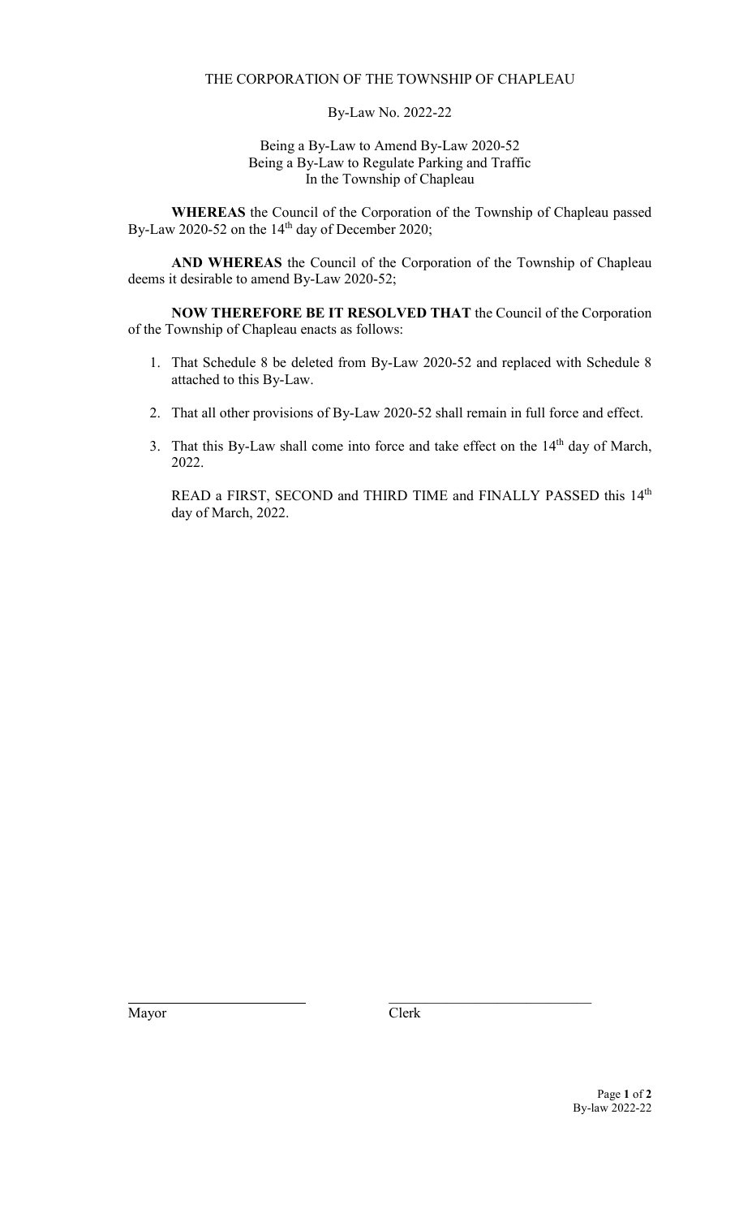THE CORPORATION OF THE TOWNSHIP OF CHAPLEAU

By-Law No. 2022-22

Being a By-Law to Amend By-Law 2020-52
Being a By-Law to Regulate Parking and Traffic
In the Township of Chapleau

**WHEREAS** the Council of the Corporation of the Township of Chapleau passed By-Law 2020-52 on the 14th day of December 2020;

**AND WHEREAS** the Council of the Corporation of the Township of Chapleau deems it desirable to amend By-Law 2020-52;

**NOW THEREFORE BE IT RESOLVED THAT** the Council of the Corporation of the Township of Chapleau enacts as follows:

1. That Schedule 8 be deleted from By-Law 2020-52 and replaced with Schedule 8 attached to this By-Law.

2. That all other provisions of By-Law 2020-52 shall remain in full force and effect.

3. That this By-Law shall come into force and take effect on the 14th day of March, 2022.

READ a FIRST, SECOND and THIRD TIME and FINALLY PASSED this 14th day of March, 2022.

Mayor

Clerk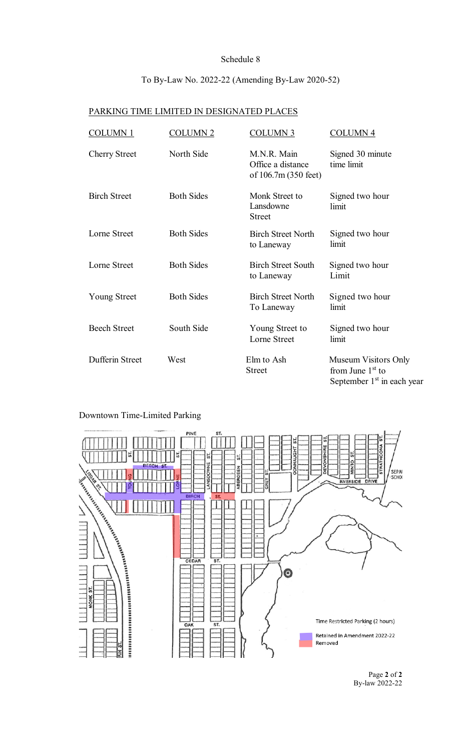Schedule 8

To By-Law No. 2022-22 (Amending By-Law 2020-52)

PARKING TIME LIMITED IN DESIGNATED PLACES

| COLUMN 1 | COLUMN 2 | COLUMN 3 | COLUMN 4 |
|---|---|---|---|
| Cherry Street | North Side | M.N.R. Main Office a distance of 106.7m (350 feet) | Signed 30 minute time limit |
| Birch Street | Both Sides | Monk Street to Lansdowne Street | Signed two hour limit |
| Lorne Street | Both Sides | Birch Street North to Laneway | Signed two hour limit |
| Lorne Street | Both Sides | Birch Street South to Laneway | Signed two hour Limit |
| Young Street | Both Sides | Birch Street North To Laneway | Signed two hour limit |
| Beech Street | South Side | Young Street to Lorne Street | Signed two hour limit |
| Dufferin Street | West | Elm to Ash Street | Museum Visitors Only from June 1st to September 1st in each year |

Downtown Time-Limited Parking

PINE ST.
BEECH ST.
YOUNG
LORNE
LANSDOWNE ST.
ABERDEEN ST.
GREY ST.
CONNAUGHT ST.
DEVONSHIRE ST.
MINTO ST.
STRATHCONA ST.
RIVERSIDE DRIVE
LISGAR ST.
BIRCH ST.
CEDAR ST.
OAK ST.
MONK ST.

Time Restricted Parking (2 hours)
Retained in Amendment 2022-22
Removed